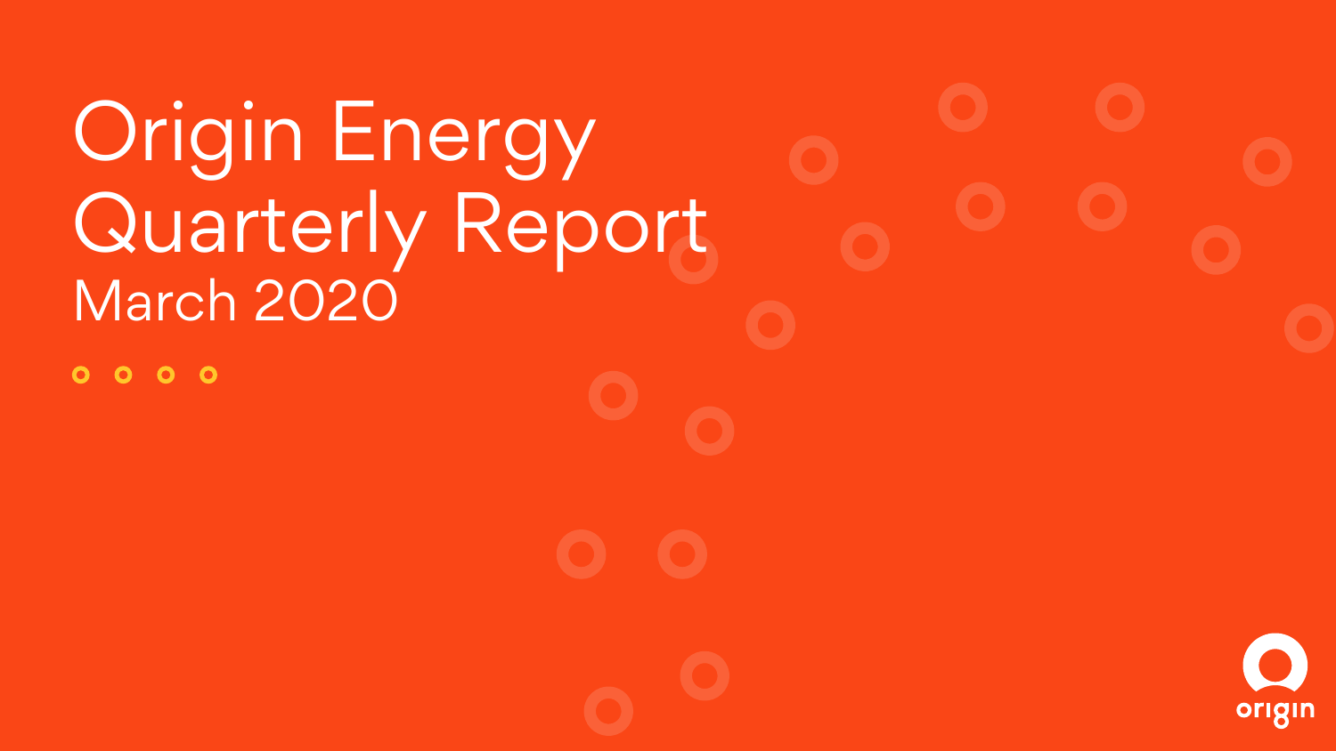# Origin Energy Quarterly Report

## March 2020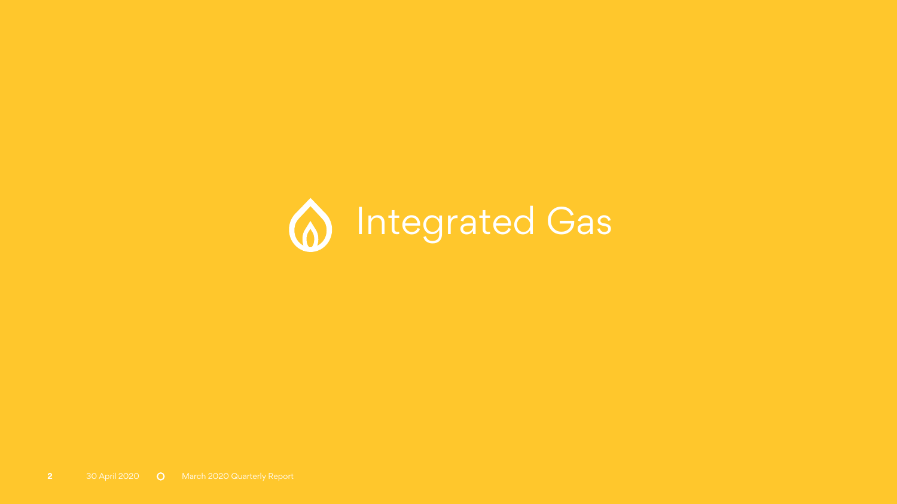# Integrated Gas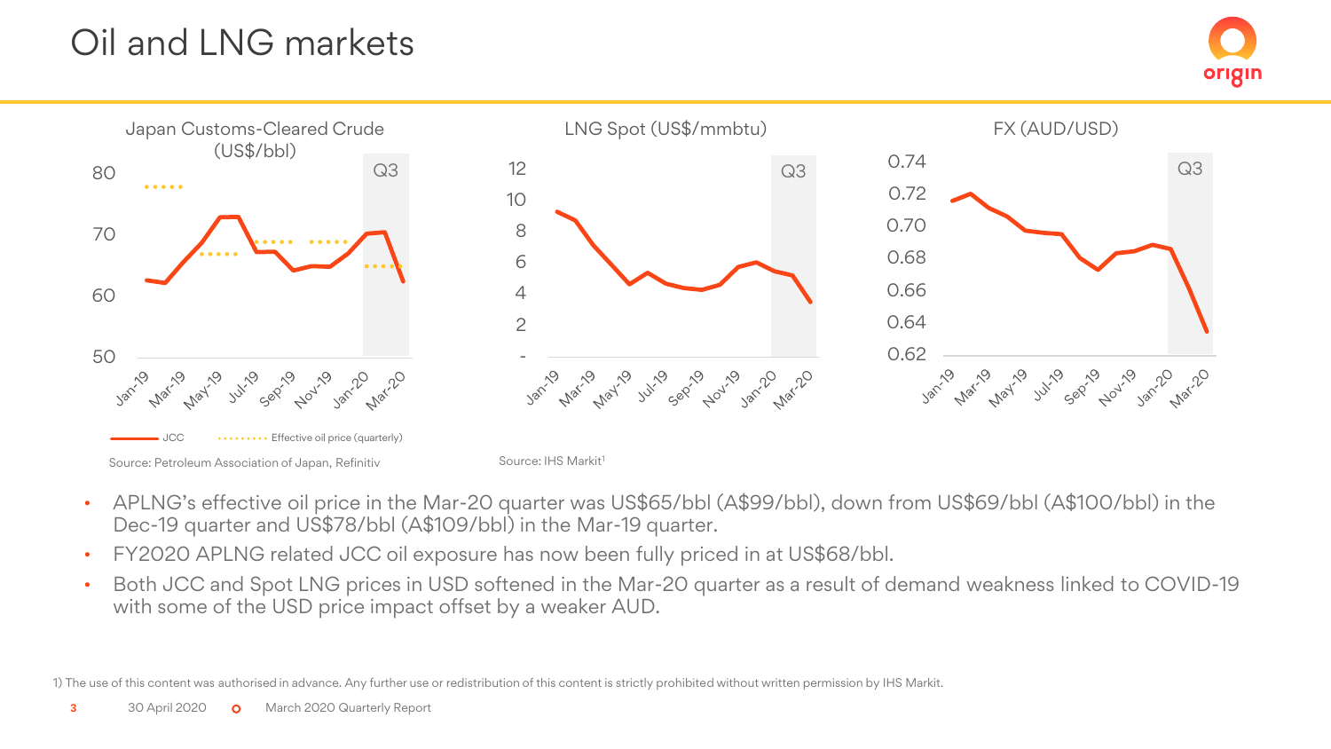# Oil and LNG markets

Japan Customs-Cleared Crude (US$/bbl)

JCC | Effective oil price (quarterly)

Source: Petroleum Association of Japan, Refinitiv

LNG Spot (US$/mmbtu)

Source: IHS Markit[1]

FX (AUD/USD)

- APLNG's effective oil price in the Mar-20 quarter was US$65/bbl (A$99/bbl), down from US$69/bbl (A$100/bbl) in the Dec-19 quarter and US$78/bbl (A$109/bbl) in the Mar-19 quarter.
- FY2020 APLNG related JCC oil exposure has now been fully priced in at US$68/bbl.
- Both JCC and Spot LNG prices in USD softened in the Mar-20 quarter as a result of demand weakness linked to COVID-19 with some of the USD price impact offset by a weaker AUD.

1) The use of this content was authorised in advance. Any further use or redistribution of this content is strictly prohibited without written permission by IHS Markit.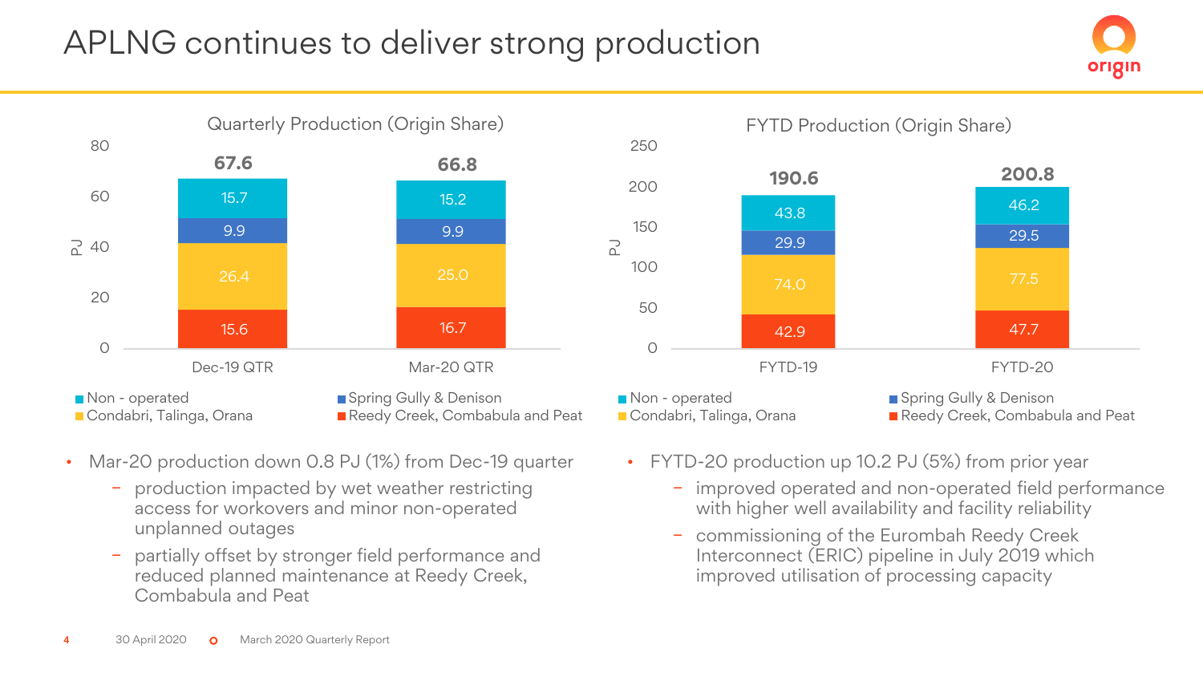# APLNG continues to deliver strong production

### Quarterly Production (Origin Share)

| PJ | Dec-19 QTR | Mar-20 QTR |
|---|---|---|
| Non - operated | 15.7 | 15.2 |
| Spring Gully & Denison | 9.9 | 9.9 |
| Condabri, Talinga, Orana | 26.4 | 25.0 |
| Reedy Creek, Combabula and Peat | 15.6 | 16.7 |
| **Total** | **67.6** | **66.8** |

### FYTD Production (Origin Share)

| PJ | FYTD-19 | FYTD-20 |
|---|---|---|
| Non - operated | 43.8 | 46.2 |
| Spring Gully & Denison | 29.9 | 29.5 |
| Condabri, Talinga, Orana | 74.0 | 77.5 |
| Reedy Creek, Combabula and Peat | 42.9 | 47.7 |
| **Total** | **190.6** | **200.8** |

- Mar-20 production down 0.8 PJ (1%) from Dec-19 quarter
  - production impacted by wet weather restricting access for workovers and minor non-operated unplanned outages
  - partially offset by stronger field performance and reduced planned maintenance at Reedy Creek, Combabula and Peat
- FYTD-20 production up 10.2 PJ (5%) from prior year
  - improved operated and non-operated field performance with higher well availability and facility reliability
  - commissioning of the Eurombah Reedy Creek Interconnect (ERIC) pipeline in July 2019 which improved utilisation of processing capacity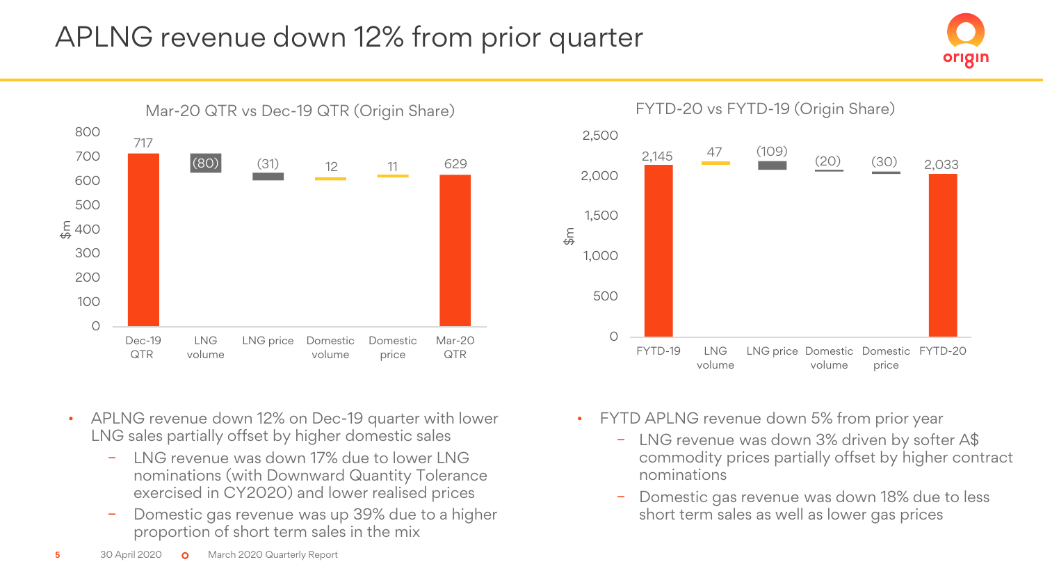# APLNG revenue down 12% from prior quarter

**Mar-20 QTR vs Dec-19 QTR (Origin Share)**

| $m | Dec-19 QTR | LNG volume | LNG price | Domestic volume | Domestic price | Mar-20 QTR |
|---|---|---|---|---|---|---|
| | 717 | (80) | (31) | 12 | 11 | 629 |

**FYTD-20 vs FYTD-19 (Origin Share)**

| $m | FYTD-19 | LNG volume | LNG price | Domestic volume | Domestic price | FYTD-20 |
|---|---|---|---|---|---|---|
| | 2,145 | 47 | (109) | (20) | (30) | 2,033 |

- APLNG revenue down 12% on Dec-19 quarter with lower LNG sales partially offset by higher domestic sales
  - LNG revenue was down 17% due to lower LNG nominations (with Downward Quantity Tolerance exercised in CY2020) and lower realised prices
  - Domestic gas revenue was up 39% due to a higher proportion of short term sales in the mix

- FYTD APLNG revenue down 5% from prior year
  - LNG revenue was down 3% driven by softer A$ commodity prices partially offset by higher contract nominations
  - Domestic gas revenue was down 18% due to less short term sales as well as lower gas prices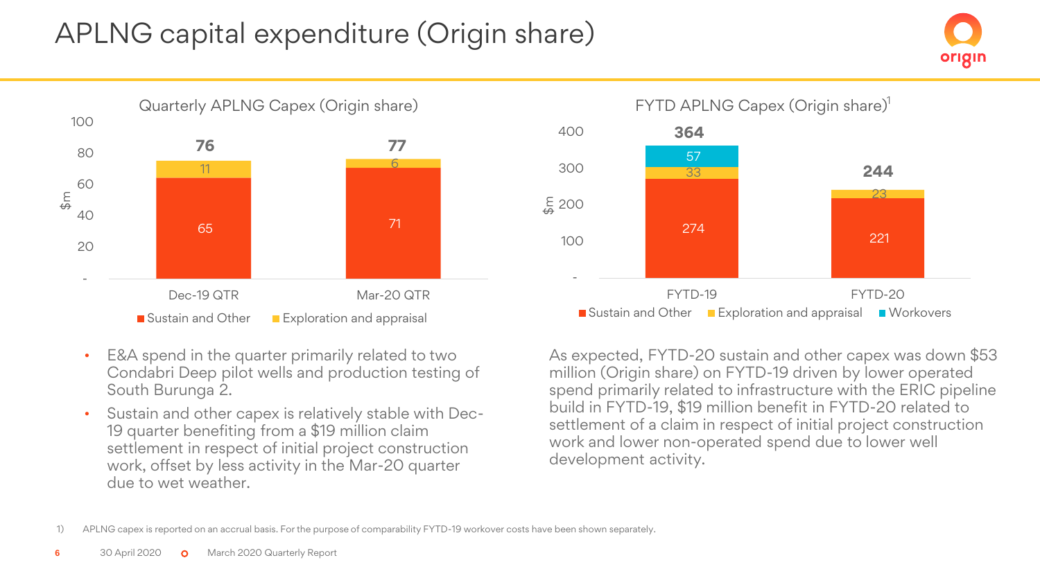# APLNG capital expenditure (Origin share)

## Quarterly APLNG Capex (Origin share)

| $m | Dec-19 QTR | Mar-20 QTR |
|---|---|---|
| Sustain and Other | 65 | 71 |
| Exploration and appraisal | 11 | 6 |
| Total | 76 | 77 |

- E&A spend in the quarter primarily related to two Condabri Deep pilot wells and production testing of South Burunga 2.
- Sustain and other capex is relatively stable with Dec-19 quarter benefiting from a $19 million claim settlement in respect of initial project construction work, offset by less activity in the Mar-20 quarter due to wet weather.

## FYTD APLNG Capex (Origin share)[1]

| $m | FYTD-19 | FYTD-20 |
|---|---|---|
| Sustain and Other | 274 | 221 |
| Exploration and appraisal | 33 | 23 |
| Workovers | 57 | |
| Total | 364 | 244 |

As expected, FYTD-20 sustain and other capex was down $53 million (Origin share) on FYTD-19 driven by lower operated spend primarily related to infrastructure with the ERIC pipeline build in FYTD-19, $19 million benefit in FYTD-20 related to settlement of a claim in respect of initial project construction work and lower non-operated spend due to lower well development activity.

1) APLNG capex is reported on an accrual basis. For the purpose of comparability FYTD-19 workover costs have been shown separately.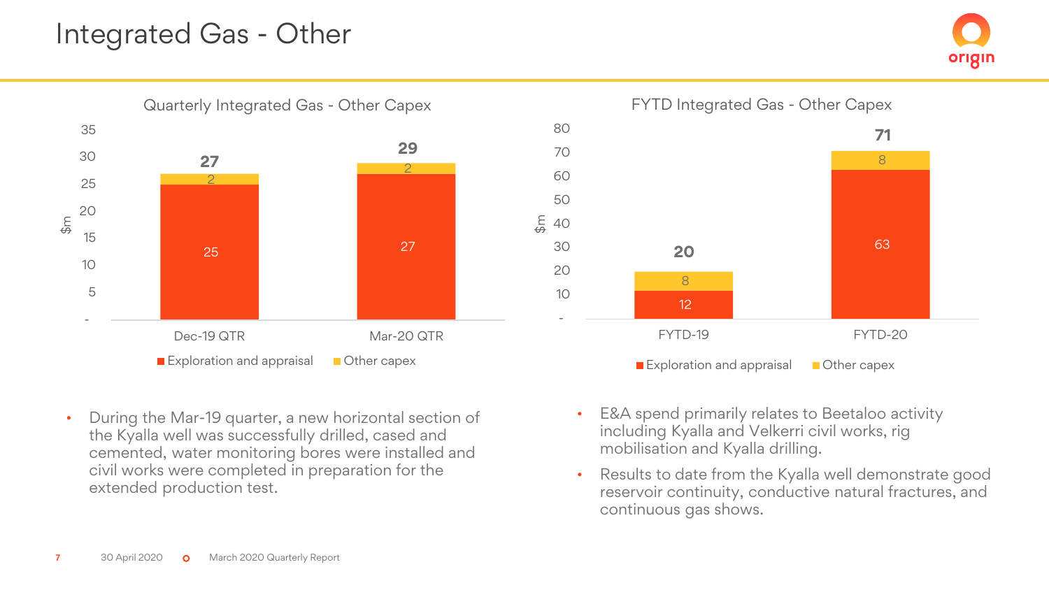# Integrated Gas - Other

**Quarterly Integrated Gas - Other Capex** ($m)

| | Dec-19 QTR | Mar-20 QTR |
|---|---|---|
| Exploration and appraisal | 25 | 27 |
| Other capex | 2 | 2 |
| Total | 27 | 29 |

**FYTD Integrated Gas - Other Capex** ($m)

| | FYTD-19 | FYTD-20 |
|---|---|---|
| Exploration and appraisal | 12 | 63 |
| Other capex | 8 | 8 |
| Total | 20 | 71 |

- During the Mar-19 quarter, a new horizontal section of the Kyalla well was successfully drilled, cased and cemented, water monitoring bores were installed and civil works were completed in preparation for the extended production test.

- E&A spend primarily relates to Beetaloo activity including Kyalla and Velkerri civil works, rig mobilisation and Kyalla drilling.
- Results to date from the Kyalla well demonstrate good reservoir continuity, conductive natural fractures, and continuous gas shows.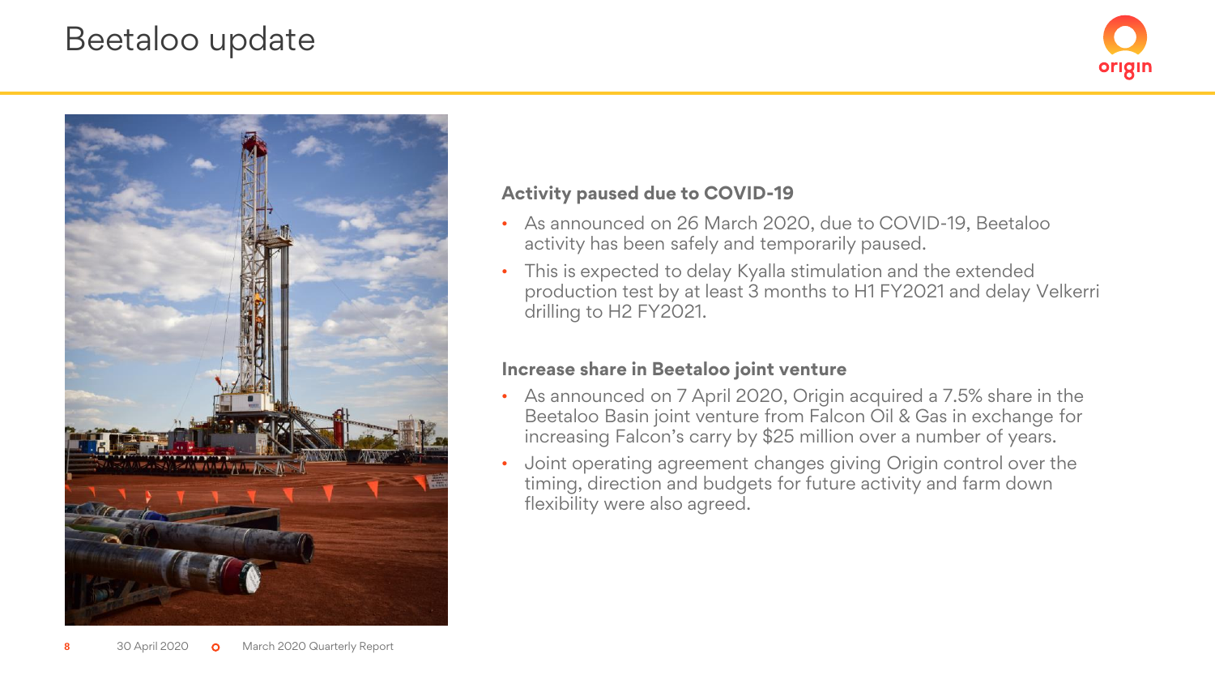# Beetaloo update

### Activity paused due to COVID-19

- As announced on 26 March 2020, due to COVID-19, Beetaloo activity has been safely and temporarily paused.
- This is expected to delay Kyalla stimulation and the extended production test by at least 3 months to H1 FY2021 and delay Velkerri drilling to H2 FY2021.

### Increase share in Beetaloo joint venture

- As announced on 7 April 2020, Origin acquired a 7.5% share in the Beetaloo Basin joint venture from Falcon Oil & Gas in exchange for increasing Falcon's carry by $25 million over a number of years.
- Joint operating agreement changes giving Origin control over the timing, direction and budgets for future activity and farm down flexibility were also agreed.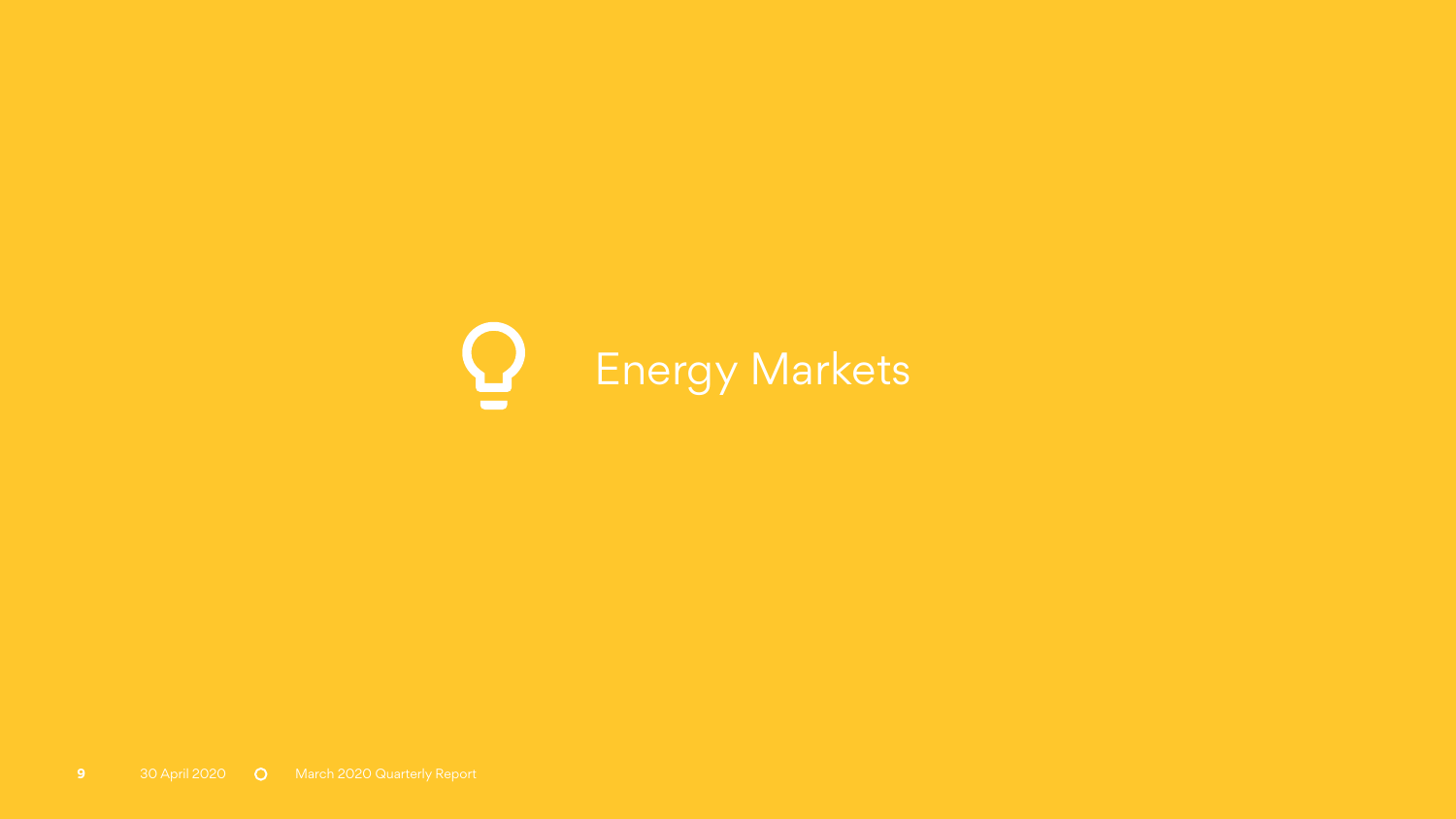# Energy Markets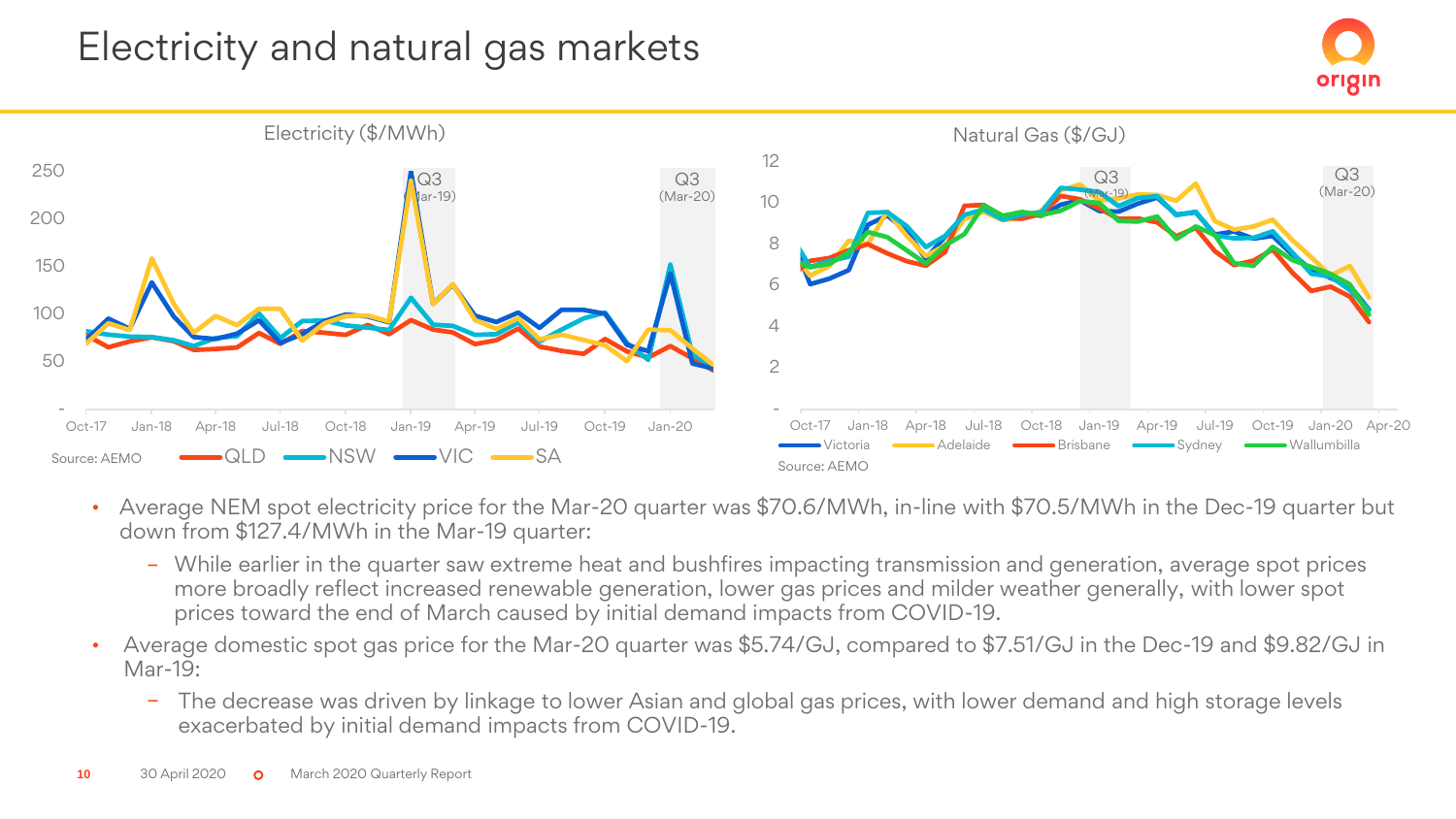# Electricity and natural gas markets

Electricity ($/MWh)

Source: AEMO

Natural Gas ($/GJ)

Source: AEMO

- Average NEM spot electricity price for the Mar-20 quarter was $70.6/MWh, in-line with $70.5/MWh in the Dec-19 quarter but down from $127.4/MWh in the Mar-19 quarter:
  - While earlier in the quarter saw extreme heat and bushfires impacting transmission and generation, average spot prices more broadly reflect increased renewable generation, lower gas prices and milder weather generally, with lower spot prices toward the end of March caused by initial demand impacts from COVID-19.
- Average domestic spot gas price for the Mar-20 quarter was $5.74/GJ, compared to $7.51/GJ in the Dec-19 and $9.82/GJ in Mar-19:
  - The decrease was driven by linkage to lower Asian and global gas prices, with lower demand and high storage levels exacerbated by initial demand impacts from COVID-19.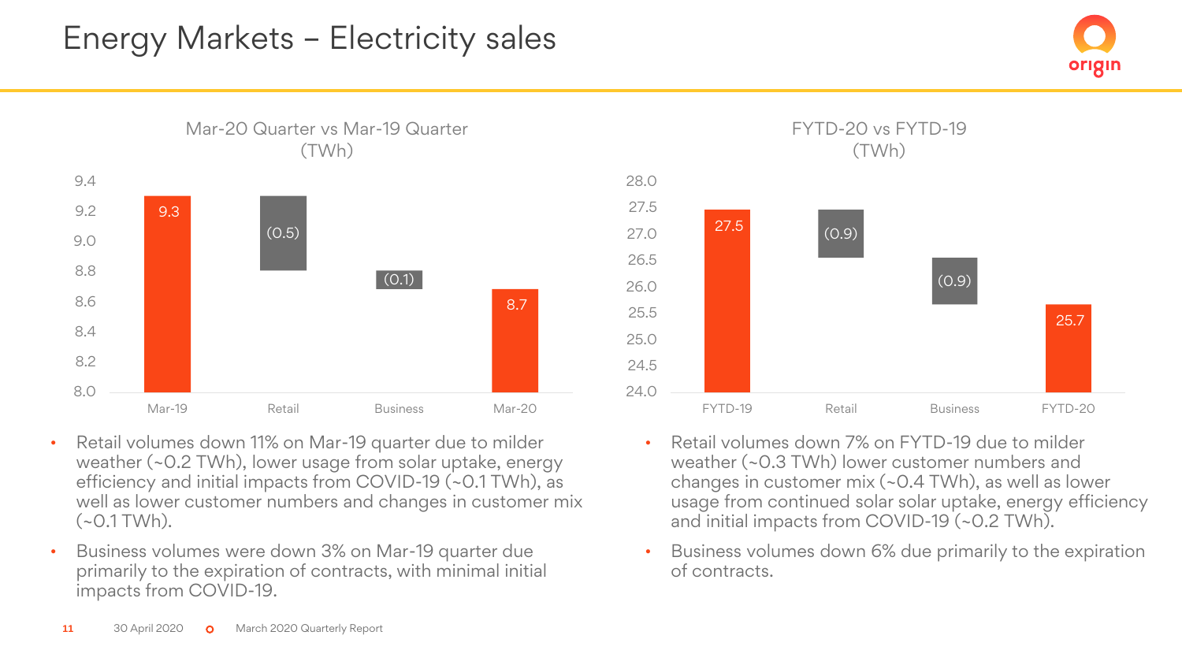# Energy Markets – Electricity sales

### Mar-20 Quarter vs Mar-19 Quarter (TWh)

| | Value |
|---|---|
| Mar-19 | 9.3 |
| Retail | (0.5) |
| Business | (0.1) |
| Mar-20 | 8.7 |

- Retail volumes down 11% on Mar-19 quarter due to milder weather (~0.2 TWh), lower usage from solar uptake, energy efficiency and initial impacts from COVID-19 (~0.1 TWh), as well as lower customer numbers and changes in customer mix (~0.1 TWh).
- Business volumes were down 3% on Mar-19 quarter due primarily to the expiration of contracts, with minimal initial impacts from COVID-19.

### FYTD-20 vs FYTD-19 (TWh)

| | Value |
|---|---|
| FYTD-19 | 27.5 |
| Retail | (0.9) |
| Business | (0.9) |
| FYTD-20 | 25.7 |

- Retail volumes down 7% on FYTD-19 due to milder weather (~0.3 TWh) lower customer numbers and changes in customer mix (~0.4 TWh), as well as lower usage from continued solar solar uptake, energy efficiency and initial impacts from COVID-19 (~0.2 TWh).
- Business volumes down 6% due primarily to the expiration of contracts.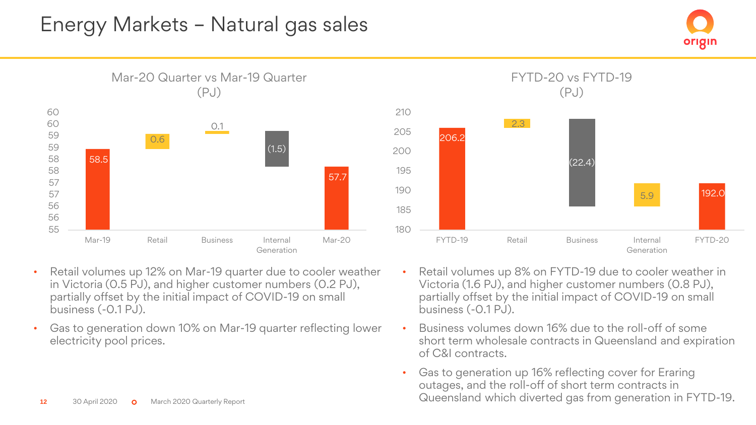# Energy Markets – Natural gas sales

### Mar-20 Quarter vs Mar-19 Quarter (PJ)

| Mar-19 | Retail | Business | Internal Generation | Mar-20 |
|---|---|---|---|---|
| 58.5 | 0.6 | 0.1 | (1.5) | 57.7 |

### FYTD-20 vs FYTD-19 (PJ)

| FYTD-19 | Retail | Business | Internal Generation | FYTD-20 |
|---|---|---|---|---|
| 206.2 | 2.3 | (22.4) | 5.9 | 192.0 |

- Retail volumes up 12% on Mar-19 quarter due to cooler weather in Victoria (0.5 PJ), and higher customer numbers (0.2 PJ), partially offset by the initial impact of COVID-19 on small business (-0.1 PJ).
- Gas to generation down 10% on Mar-19 quarter reflecting lower electricity pool prices.

- Retail volumes up 8% on FYTD-19 due to cooler weather in Victoria (1.6 PJ), and higher customer numbers (0.8 PJ), partially offset by the initial impact of COVID-19 on small business (-0.1 PJ).
- Business volumes down 16% due to the roll-off of some short term wholesale contracts in Queensland and expiration of C&I contracts.
- Gas to generation up 16% reflecting cover for Eraring outages, and the roll-off of short term contracts in Queensland which diverted gas from generation in FYTD-19.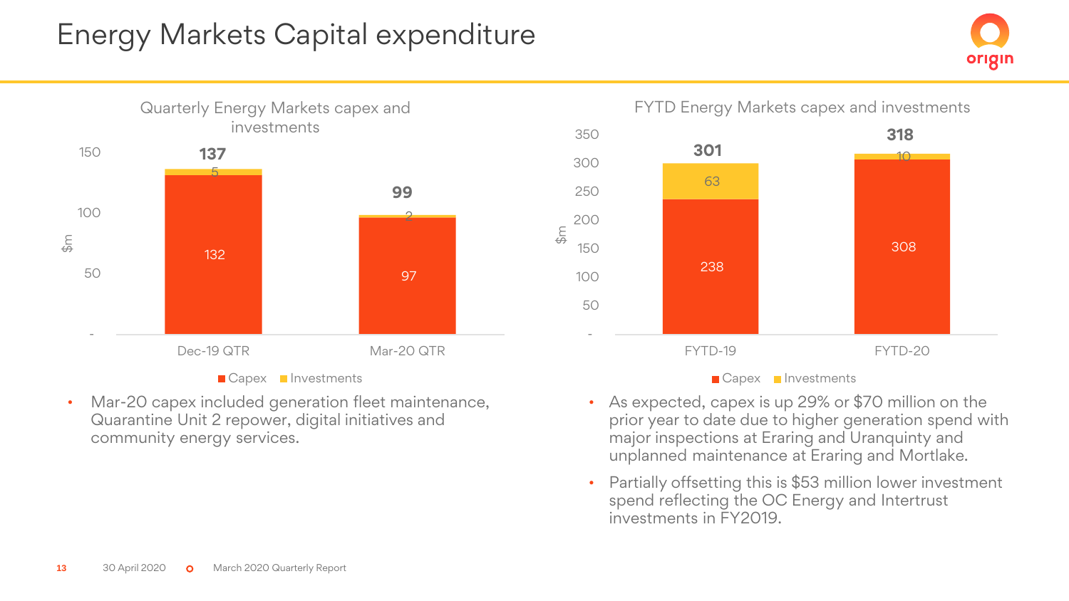# Energy Markets Capital expenditure

**Quarterly Energy Markets capex and investments**

| $m | Dec-19 QTR | Mar-20 QTR |
|---|---|---|
| Capex | 132 | 97 |
| Investments | 5 | 2 |
| Total | 137 | 99 |

- Mar-20 capex included generation fleet maintenance, Quarantine Unit 2 repower, digital initiatives and community energy services.

**FYTD Energy Markets capex and investments**

| $m | FYTD-19 | FYTD-20 |
|---|---|---|
| Capex | 238 | 308 |
| Investments | 63 | 10 |
| Total | 301 | 318 |

- As expected, capex is up 29% or $70 million on the prior year to date due to higher generation spend with major inspections at Eraring and Uranquinty and unplanned maintenance at Eraring and Mortlake.
- Partially offsetting this is $53 million lower investment spend reflecting the OC Energy and Intertrust investments in FY2019.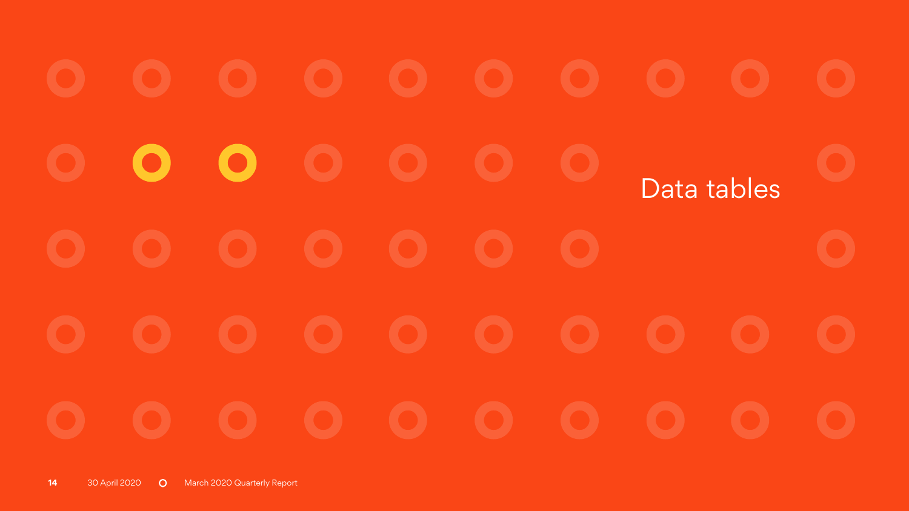# Data tables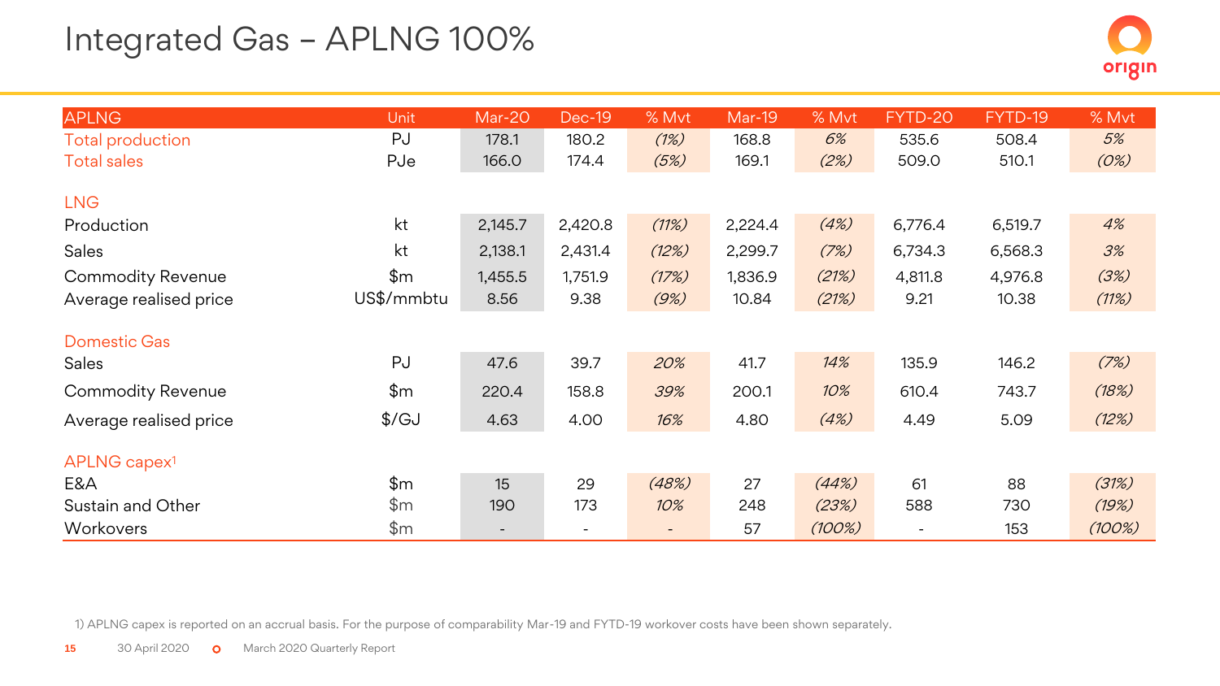# Integrated Gas – APLNG 100%

| APLNG | Unit | Mar-20 | Dec-19 | % Mvt | Mar-19 | % Mvt | FYTD-20 | FYTD-19 | % Mvt |
|---|---|---|---|---|---|---|---|---|---|
| Total production | PJ | 178.1 | 180.2 | *(1%)* | 168.8 | *6%* | 535.6 | 508.4 | *5%* |
| Total sales | PJe | 166.0 | 174.4 | *(5%)* | 169.1 | *(2%)* | 509.0 | 510.1 | *(0%)* |
| **LNG** | | | | | | | | | |
| Production | kt | 2,145.7 | 2,420.8 | *(11%)* | 2,224.4 | *(4%)* | 6,776.4 | 6,519.7 | *4%* |
| Sales | kt | 2,138.1 | 2,431.4 | *(12%)* | 2,299.7 | *(7%)* | 6,734.3 | 6,568.3 | *3%* |
| Commodity Revenue | $m | 1,455.5 | 1,751.9 | *(17%)* | 1,836.9 | *(21%)* | 4,811.8 | 4,976.8 | *(3%)* |
| Average realised price | US$/mmbtu | 8.56 | 9.38 | *(9%)* | 10.84 | *(21%)* | 9.21 | 10.38 | *(11%)* |
| **Domestic Gas** | | | | | | | | | |
| Sales | PJ | 47.6 | 39.7 | *20%* | 41.7 | *14%* | 135.9 | 146.2 | *(7%)* |
| Commodity Revenue | $m | 220.4 | 158.8 | *39%* | 200.1 | *10%* | 610.4 | 743.7 | *(18%)* |
| Average realised price | $/GJ | 4.63 | 4.00 | *16%* | 4.80 | *(4%)* | 4.49 | 5.09 | *(12%)* |
| **APLNG capex[1]** | | | | | | | | | |
| E&A | $m | 15 | 29 | *(48%)* | 27 | *(44%)* | 61 | 88 | *(31%)* |
| Sustain and Other | $m | 190 | 173 | *10%* | 248 | *(23%)* | 588 | 730 | *(19%)* |
| Workovers | $m | - | - | - | 57 | *(100%)* | - | 153 | *(100%)* |

1) APLNG capex is reported on an accrual basis. For the purpose of comparability Mar-19 and FYTD-19 workover costs have been shown separately.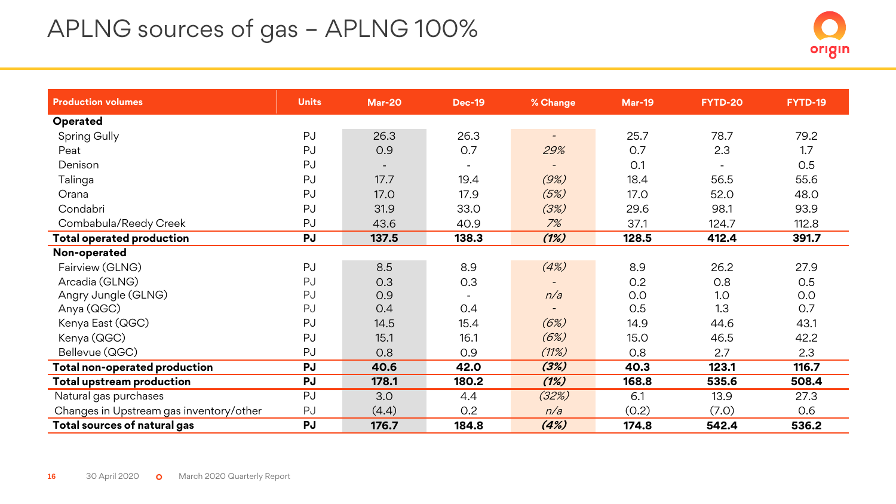# APLNG sources of gas – APLNG 100%

| Production volumes | Units | Mar-20 | Dec-19 | % Change | Mar-19 | FYTD-20 | FYTD-19 |
|---|---|---|---|---|---|---|---|
| **Operated** | | | | | | | |
| Spring Gully | PJ | 26.3 | 26.3 | - | 25.7 | 78.7 | 79.2 |
| Peat | PJ | 0.9 | 0.7 | *29%* | 0.7 | 2.3 | 1.7 |
| Denison | PJ | - | - | - | 0.1 | - | 0.5 |
| Talinga | PJ | 17.7 | 19.4 | *(9%)* | 18.4 | 56.5 | 55.6 |
| Orana | PJ | 17.0 | 17.9 | *(5%)* | 17.0 | 52.0 | 48.0 |
| Condabri | PJ | 31.9 | 33.0 | *(3%)* | 29.6 | 98.1 | 93.9 |
| Combabula/Reedy Creek | PJ | 43.6 | 40.9 | *7%* | 37.1 | 124.7 | 112.8 |
| **Total operated production** | **PJ** | **137.5** | **138.3** | ***(1%)*** | **128.5** | **412.4** | **391.7** |
| **Non-operated** | | | | | | | |
| Fairview (GLNG) | PJ | 8.5 | 8.9 | *(4%)* | 8.9 | 26.2 | 27.9 |
| Arcadia (GLNG) | PJ | 0.3 | 0.3 | - | 0.2 | 0.8 | 0.5 |
| Angry Jungle (GLNG) | PJ | 0.9 | - | *n/a* | 0.0 | 1.0 | 0.0 |
| Anya (QGC) | PJ | 0.4 | 0.4 | - | 0.5 | 1.3 | 0.7 |
| Kenya East (QGC) | PJ | 14.5 | 15.4 | *(6%)* | 14.9 | 44.6 | 43.1 |
| Kenya (QGC) | PJ | 15.1 | 16.1 | *(6%)* | 15.0 | 46.5 | 42.2 |
| Bellevue (QGC) | PJ | 0.8 | 0.9 | *(11%)* | 0.8 | 2.7 | 2.3 |
| **Total non-operated production** | **PJ** | **40.6** | **42.0** | ***(3%)*** | **40.3** | **123.1** | **116.7** |
| **Total upstream production** | **PJ** | **178.1** | **180.2** | ***(1%)*** | **168.8** | **535.6** | **508.4** |
| Natural gas purchases | PJ | 3.0 | 4.4 | *(32%)* | 6.1 | 13.9 | 27.3 |
| Changes in Upstream gas inventory/other | PJ | (4.4) | 0.2 | *n/a* | (0.2) | (7.0) | 0.6 |
| **Total sources of natural gas** | **PJ** | **176.7** | **184.8** | ***(4%)*** | **174.8** | **542.4** | **536.2** |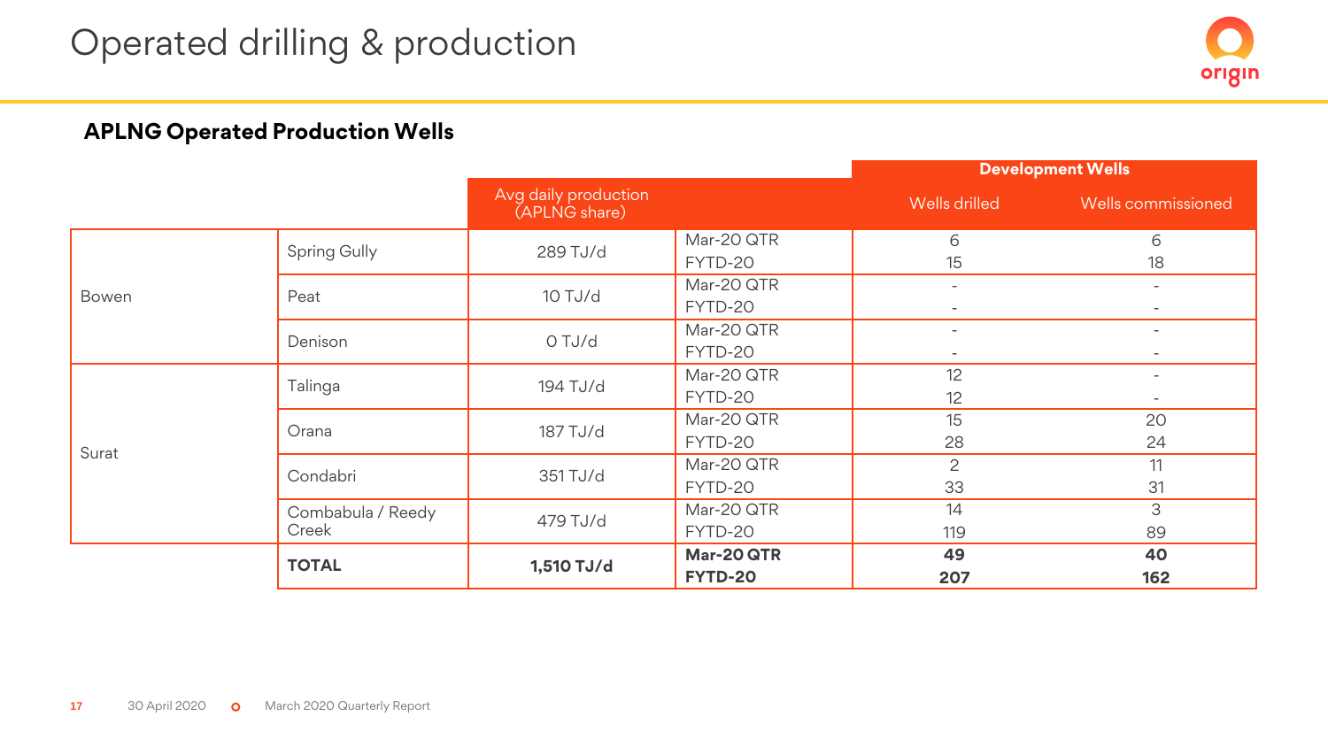# Operated drilling & production

## APLNG Operated Production Wells

| | | Avg daily production (APLNG share) | | Development Wells | |
|---|---|---|---|---|---|
| | | | | Wells drilled | Wells commissioned |
| Bowen | Spring Gully | 289 TJ/d | Mar-20 QTR | 6 | 6 |
| | | | FYTD-20 | 15 | 18 |
| | Peat | 10 TJ/d | Mar-20 QTR | - | - |
| | | | FYTD-20 | - | - |
| | Denison | 0 TJ/d | Mar-20 QTR | - | - |
| | | | FYTD-20 | - | - |
| Surat | Talinga | 194 TJ/d | Mar-20 QTR | 12 | - |
| | | | FYTD-20 | 12 | - |
| | Orana | 187 TJ/d | Mar-20 QTR | 15 | 20 |
| | | | FYTD-20 | 28 | 24 |
| | Condabri | 351 TJ/d | Mar-20 QTR | 2 | 11 |
| | | | FYTD-20 | 33 | 31 |
| | Combabula / Reedy Creek | 479 TJ/d | Mar-20 QTR | 14 | 3 |
| | | | FYTD-20 | 119 | 89 |
| | **TOTAL** | **1,510 TJ/d** | **Mar-20 QTR** | **49** | **40** |
| | | | **FYTD-20** | **207** | **162** |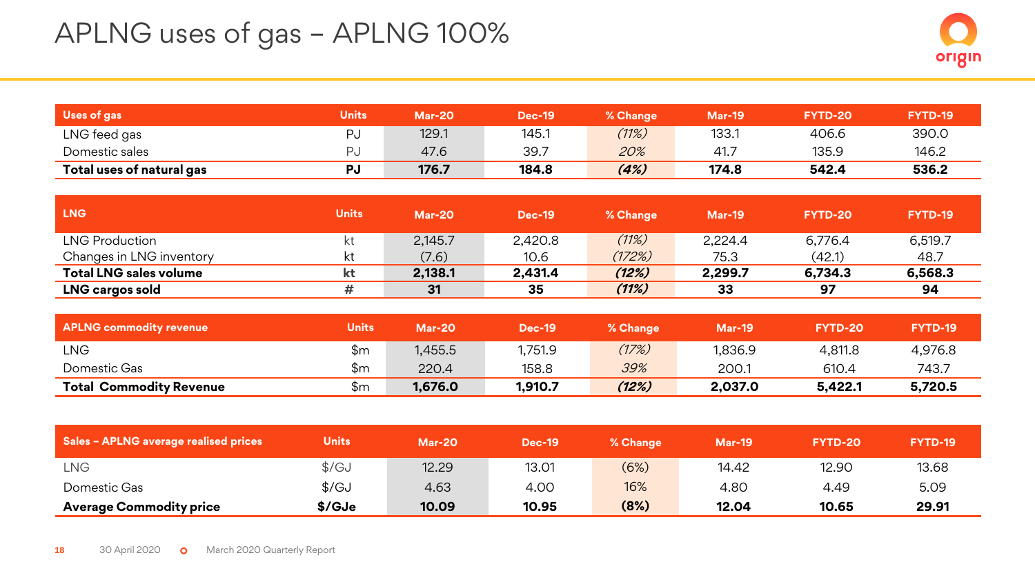# APLNG uses of gas – APLNG 100%

| Uses of gas | Units | Mar-20 | Dec-19 | % Change | Mar-19 | FYTD-20 | FYTD-19 |
|---|---|---|---|---|---|---|---|
| LNG feed gas | PJ | 129.1 | 145.1 | *(11%)* | 133.1 | 406.6 | 390.0 |
| Domestic sales | PJ | 47.6 | 39.7 | *20%* | 41.7 | 135.9 | 146.2 |
| **Total uses of natural gas** | **PJ** | **176.7** | **184.8** | ***(4%)*** | **174.8** | **542.4** | **536.2** |

| LNG | Units | Mar-20 | Dec-19 | % Change | Mar-19 | FYTD-20 | FYTD-19 |
|---|---|---|---|---|---|---|---|
| LNG Production | kt | 2,145.7 | 2,420.8 | *(11%)* | 2,224.4 | 6,776.4 | 6,519.7 |
| Changes in LNG inventory | kt | (7.6) | 10.6 | *(172%)* | 75.3 | (42.1) | 48.7 |
| **Total LNG sales volume** | **kt** | **2,138.1** | **2,431.4** | ***(12%)*** | **2,299.7** | **6,734.3** | **6,568.3** |
| **LNG cargos sold** | **#** | **31** | **35** | ***(11%)*** | **33** | **97** | **94** |

| APLNG commodity revenue | Units | Mar-20 | Dec-19 | % Change | Mar-19 | FYTD-20 | FYTD-19 |
|---|---|---|---|---|---|---|---|
| LNG | $m | 1,455.5 | 1,751.9 | *(17%)* | 1,836.9 | 4,811.8 | 4,976.8 |
| Domestic Gas | $m | 220.4 | 158.8 | *39%* | 200.1 | 610.4 | 743.7 |
| **Total Commodity Revenue** | $m | **1,676.0** | **1,910.7** | ***(12%)*** | **2,037.0** | **5,422.1** | **5,720.5** |

| Sales – APLNG average realised prices | Units | Mar-20 | Dec-19 | % Change | Mar-19 | FYTD-20 | FYTD-19 |
|---|---|---|---|---|---|---|---|
| LNG | $/GJ | 12.29 | 13.01 | (6%) | 14.42 | 12.90 | 13.68 |
| Domestic Gas | $/GJ | 4.63 | 4.00 | 16% | 4.80 | 4.49 | 5.09 |
| **Average Commodity price** | **$/GJe** | **10.09** | **10.95** | **(8%)** | **12.04** | **10.65** | **29.91** |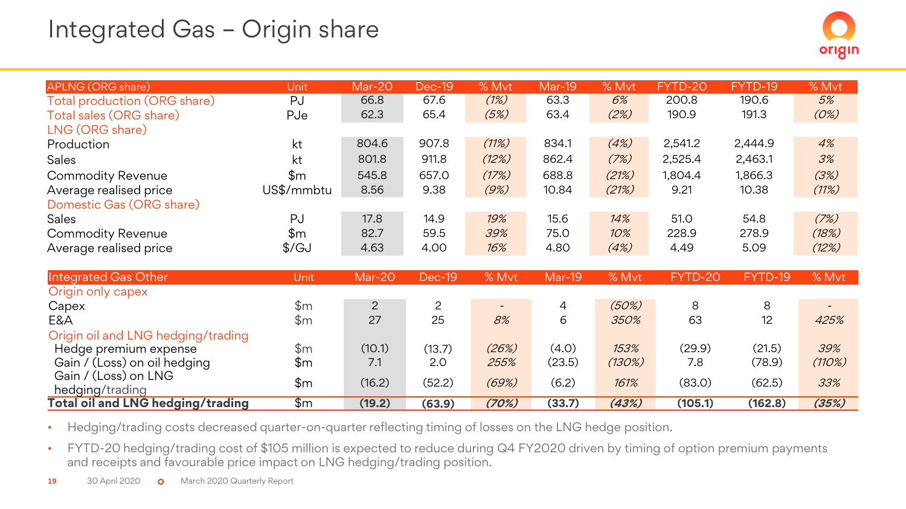# Integrated Gas – Origin share

| APLNG (ORG share) | Unit | Mar-20 | Dec-19 | % Mvt | Mar-19 | % Mvt | FYTD-20 | FYTD-19 | % Mvt |
|---|---|---|---|---|---|---|---|---|---|
| Total production (ORG share) | PJ | 66.8 | 67.6 | (1%) | 63.3 | 6% | 200.8 | 190.6 | 5% |
| Total sales (ORG share) | PJe | 62.3 | 65.4 | (5%) | 63.4 | (2%) | 190.9 | 191.3 | (0%) |
| LNG (ORG share) | | | | | | | | | |
| Production | kt | 804.6 | 907.8 | (11%) | 834.1 | (4%) | 2,541.2 | 2,444.9 | 4% |
| Sales | kt | 801.8 | 911.8 | (12%) | 862.4 | (7%) | 2,525.4 | 2,463.1 | 3% |
| Commodity Revenue | $m | 545.8 | 657.0 | (17%) | 688.8 | (21%) | 1,804.4 | 1,866.3 | (3%) |
| Average realised price | US$/mmbtu | 8.56 | 9.38 | (9%) | 10.84 | (21%) | 9.21 | 10.38 | (11%) |
| Domestic Gas (ORG share) | | | | | | | | | |
| Sales | PJ | 17.8 | 14.9 | 19% | 15.6 | 14% | 51.0 | 54.8 | (7%) |
| Commodity Revenue | $m | 82.7 | 59.5 | 39% | 75.0 | 10% | 228.9 | 278.9 | (18%) |
| Average realised price | $/GJ | 4.63 | 4.00 | 16% | 4.80 | (4%) | 4.49 | 5.09 | (12%) |

| Integrated Gas Other | Unit | Mar-20 | Dec-19 | % Mvt | Mar-19 | % Mvt | FYTD-20 | FYTD-19 | % Mvt |
|---|---|---|---|---|---|---|---|---|---|
| Origin only capex | | | | | | | | | |
| Capex | $m | 2 | 2 | - | 4 | (50%) | 8 | 8 | - |
| E&A | $m | 27 | 25 | 8% | 6 | 350% | 63 | 12 | 425% |
| Origin oil and LNG hedging/trading | | | | | | | | | |
| Hedge premium expense | $m | (10.1) | (13.7) | (26%) | (4.0) | 153% | (29.9) | (21.5) | 39% |
| Gain / (Loss) on oil hedging | $m | 7.1 | 2.0 | 255% | (23.5) | (130%) | 7.8 | (78.9) | (110%) |
| Gain / (Loss) on LNG hedging/trading | $m | (16.2) | (52.2) | (69%) | (6.2) | 161% | (83.0) | (62.5) | 33% |
| **Total oil and LNG hedging/trading** | $m | **(19.2)** | **(63.9)** | **(70%)** | **(33.7)** | **(43%)** | **(105.1)** | **(162.8)** | **(35%)** |

- Hedging/trading costs decreased quarter-on-quarter reflecting timing of losses on the LNG hedge position.
- FYTD-20 hedging/trading cost of $105 million is expected to reduce during Q4 FY2020 driven by timing of option premium payments and receipts and favourable price impact on LNG hedging/trading position.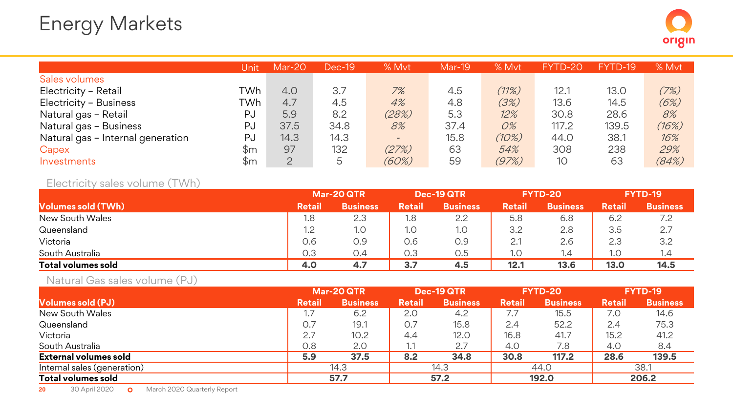# Energy Markets

| | Unit | Mar-20 | Dec-19 | % Mvt | Mar-19 | % Mvt | FYTD-20 | FYTD-19 | % Mvt |
|---|---|---|---|---|---|---|---|---|---|
| Sales volumes | | | | | | | | | |
| Electricity – Retail | TWh | 4.0 | 3.7 | *7%* | 4.5 | *(11%)* | 12.1 | 13.0 | *(7%)* |
| Electricity – Business | TWh | 4.7 | 4.5 | *4%* | 4.8 | *(3%)* | 13.6 | 14.5 | *(6%)* |
| Natural gas – Retail | PJ | 5.9 | 8.2 | *(28%)* | 5.3 | *12%* | 30.8 | 28.6 | *8%* |
| Natural gas – Business | PJ | 37.5 | 34.8 | *8%* | 37.4 | *0%* | 117.2 | 139.5 | *(16%)* |
| Natural gas – Internal generation | PJ | 14.3 | 14.3 | - | 15.8 | *(10%)* | 44.0 | 38.1 | *16%* |
| Capex | $m | 97 | 132 | *(27%)* | 63 | *54%* | 308 | 238 | *29%* |
| Investments | $m | 2 | 5 | *(60%)* | 59 | *(97%)* | 10 | 63 | *(84%)* |

Electricity sales volume (TWh)

| | Mar-20 QTR | | Dec-19 QTR | | FYTD-20 | | FYTD-19 | |
|---|---|---|---|---|---|---|---|---|
| **Volumes sold (TWh)** | **Retail** | **Business** | **Retail** | **Business** | **Retail** | **Business** | **Retail** | **Business** |
| New South Wales | 1.8 | 2.3 | 1.8 | 2.2 | 5.8 | 6.8 | 6.2 | 7.2 |
| Queensland | 1.2 | 1.0 | 1.0 | 1.0 | 3.2 | 2.8 | 3.5 | 2.7 |
| Victoria | 0.6 | 0.9 | 0.6 | 0.9 | 2.1 | 2.6 | 2.3 | 3.2 |
| South Australia | 0.3 | 0.4 | 0.3 | 0.5 | 1.0 | 1.4 | 1.0 | 1.4 |
| **Total volumes sold** | **4.0** | **4.7** | **3.7** | **4.5** | **12.1** | **13.6** | **13.0** | **14.5** |

Natural Gas sales volume (PJ)

| | Mar-20 QTR | | Dec-19 QTR | | FYTD-20 | | FYTD-19 | |
|---|---|---|---|---|---|---|---|---|
| **Volumes sold (PJ)** | **Retail** | **Business** | **Retail** | **Business** | **Retail** | **Business** | **Retail** | **Business** |
| New South Wales | 1.7 | 6.2 | 2.0 | 4.2 | 7.7 | 15.5 | 7.0 | 14.6 |
| Queensland | 0.7 | 19.1 | 0.7 | 15.8 | 2.4 | 52.2 | 2.4 | 75.3 |
| Victoria | 2.7 | 10.2 | 4.4 | 12.0 | 16.8 | 41.7 | 15.2 | 41.2 |
| South Australia | 0.8 | 2.0 | 1.1 | 2.7 | 4.0 | 7.8 | 4.0 | 8.4 |
| **External volumes sold** | **5.9** | **37.5** | **8.2** | **34.8** | **30.8** | **117.2** | **28.6** | **139.5** |
| Internal sales (generation) | 14.3 | | 14.3 | | 44.0 | | 38.1 | |
| **Total volumes sold** | **57.7** | | **57.2** | | **192.0** | | **206.2** | |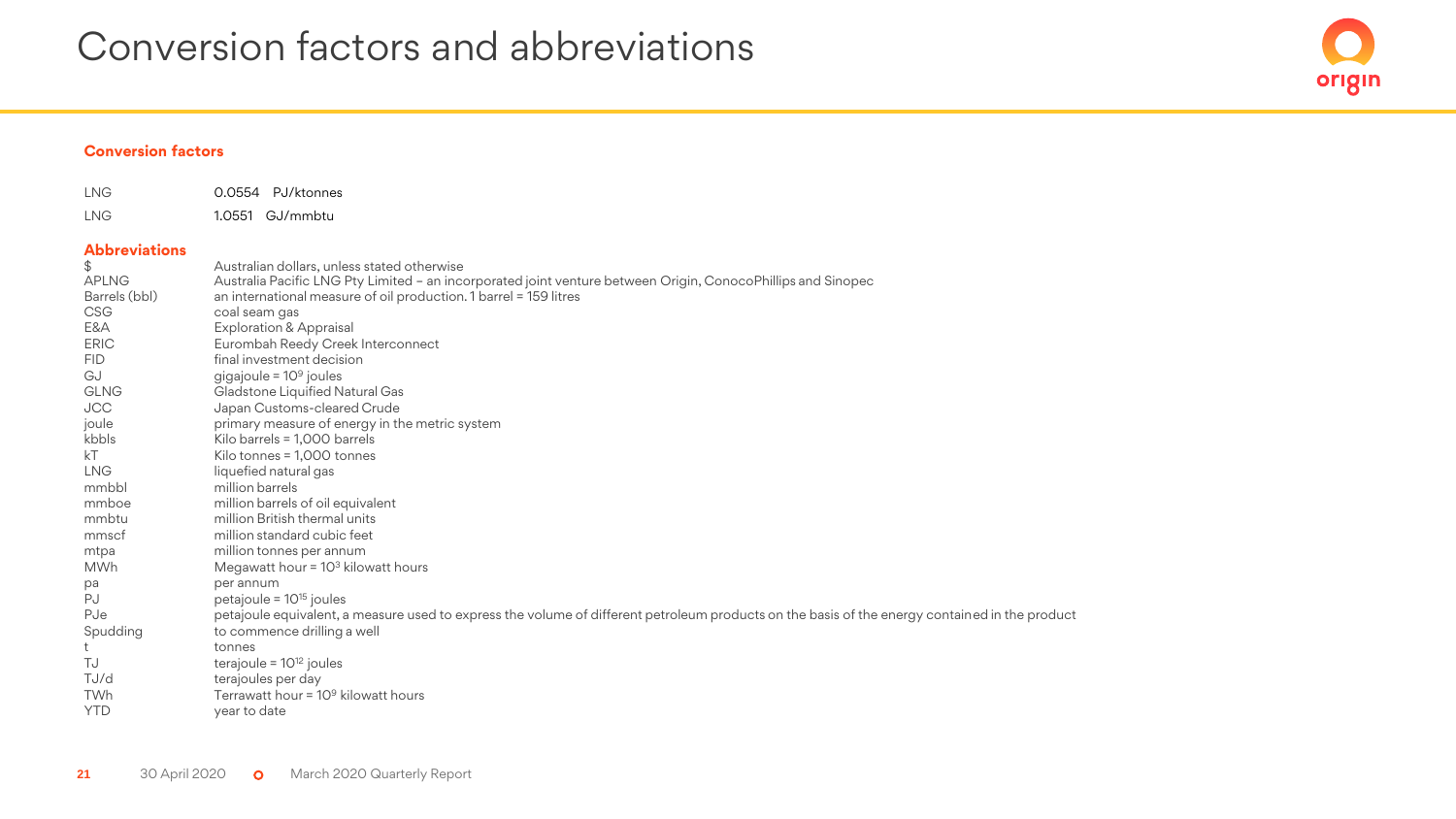# Conversion factors and abbreviations

## Conversion factors

| | |
|---|---|
| LNG | 0.0554 PJ/ktonnes |
| LNG | 1.0551 GJ/mmbtu |

## Abbreviations

| | |
|---|---|
| $ | Australian dollars, unless stated otherwise |
| APLNG | Australia Pacific LNG Pty Limited – an incorporated joint venture between Origin, ConocoPhillips and Sinopec |
| Barrels (bbl) | an international measure of oil production. 1 barrel = 159 litres |
| CSG | coal seam gas |
| E&A | Exploration & Appraisal |
| ERIC | Eurombah Reedy Creek Interconnect |
| FID | final investment decision |
| GJ | gigajoule = $10^9$ joules |
| GLNG | Gladstone Liquified Natural Gas |
| JCC | Japan Customs-cleared Crude |
| joule | primary measure of energy in the metric system |
| kbbls | Kilo barrels = 1,000 barrels |
| kT | Kilo tonnes = 1,000 tonnes |
| LNG | liquefied natural gas |
| mmbbl | million barrels |
| mmboe | million barrels of oil equivalent |
| mmbtu | million British thermal units |
| mmscf | million standard cubic feet |
| mtpa | million tonnes per annum |
| MWh | Megawatt hour = $10^3$ kilowatt hours |
| pa | per annum |
| PJ | petajoule = $10^{15}$ joules |
| PJe | petajoule equivalent, a measure used to express the volume of different petroleum products on the basis of the energy contained in the product |
| Spudding | to commence drilling a well |
| t | tonnes |
| TJ | terajoule = $10^{12}$ joules |
| TJ/d | terajoules per day |
| TWh | Terrawatt hour = $10^9$ kilowatt hours |
| YTD | year to date |